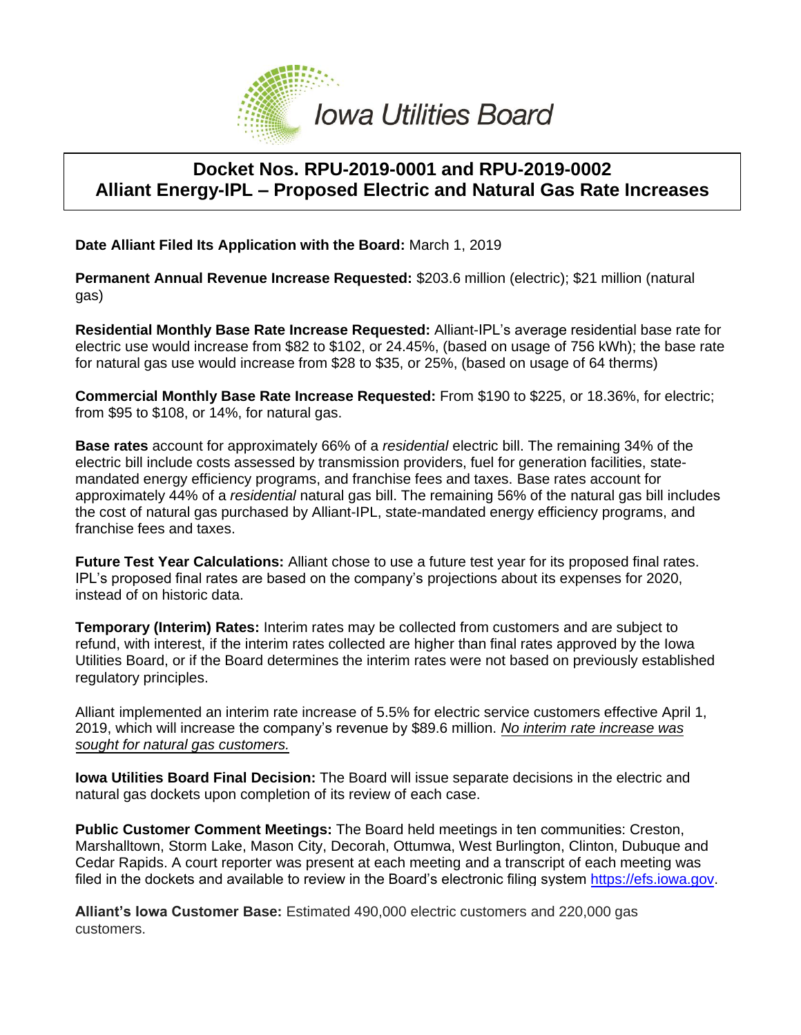Iowa Utilities Board

# Docket Nos. RPU-2019-0001 and RPU-2019-0002
# Alliant Energy-IPL – Proposed Electric and Natural Gas Rate Increases

**Date Alliant Filed Its Application with the Board:** March 1, 2019

**Permanent Annual Revenue Increase Requested:** $203.6 million (electric); $21 million (natural gas)

**Residential Monthly Base Rate Increase Requested:** Alliant-IPL's average residential base rate for electric use would increase from $82 to $102, or 24.45%, (based on usage of 756 kWh); the base rate for natural gas use would increase from $28 to $35, or 25%, (based on usage of 64 therms)

**Commercial Monthly Base Rate Increase Requested:** From $190 to $225, or 18.36%, for electric; from $95 to $108, or 14%, for natural gas.

**Base rates** account for approximately 66% of a *residential* electric bill. The remaining 34% of the electric bill include costs assessed by transmission providers, fuel for generation facilities, state-mandated energy efficiency programs, and franchise fees and taxes. Base rates account for approximately 44% of a *residential* natural gas bill. The remaining 56% of the natural gas bill includes the cost of natural gas purchased by Alliant-IPL, state-mandated energy efficiency programs, and franchise fees and taxes.

**Future Test Year Calculations:** Alliant chose to use a future test year for its proposed final rates. IPL's proposed final rates are based on the company's projections about its expenses for 2020, instead of on historic data.

**Temporary (Interim) Rates:** Interim rates may be collected from customers and are subject to refund, with interest, if the interim rates collected are higher than final rates approved by the Iowa Utilities Board, or if the Board determines the interim rates were not based on previously established regulatory principles.

Alliant implemented an interim rate increase of 5.5% for electric service customers effective April 1, 2019, which will increase the company's revenue by $89.6 million. *No interim rate increase was sought for natural gas customers.*

**Iowa Utilities Board Final Decision:** The Board will issue separate decisions in the electric and natural gas dockets upon completion of its review of each case.

**Public Customer Comment Meetings:** The Board held meetings in ten communities: Creston, Marshalltown, Storm Lake, Mason City, Decorah, Ottumwa, West Burlington, Clinton, Dubuque and Cedar Rapids. A court reporter was present at each meeting and a transcript of each meeting was filed in the dockets and available to review in the Board's electronic filing system https://efs.iowa.gov.

**Alliant's Iowa Customer Base:** Estimated 490,000 electric customers and 220,000 gas customers.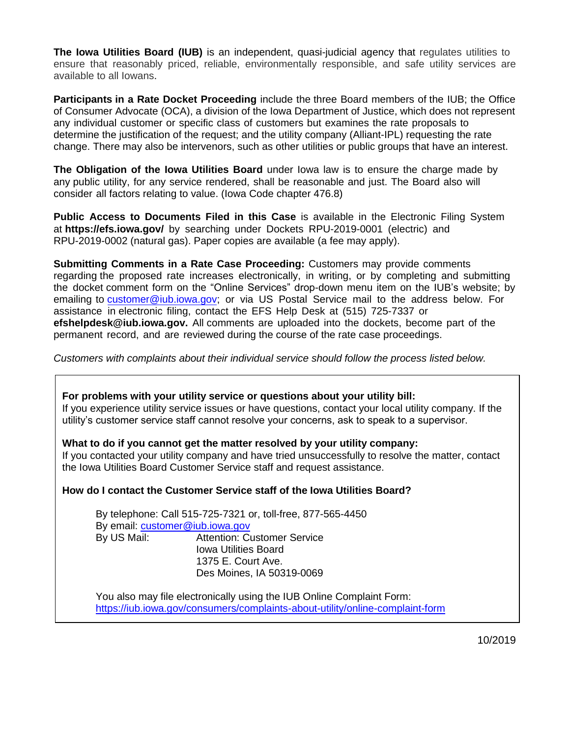**The Iowa Utilities Board (IUB)** is an independent, quasi-judicial agency that regulates utilities to ensure that reasonably priced, reliable, environmentally responsible, and safe utility services are available to all Iowans.

**Participants in a Rate Docket Proceeding** include the three Board members of the IUB; the Office of Consumer Advocate (OCA), a division of the Iowa Department of Justice, which does not represent any individual customer or specific class of customers but examines the rate proposals to determine the justification of the request; and the utility company (Alliant-IPL) requesting the rate change. There may also be intervenors, such as other utilities or public groups that have an interest.

**The Obligation of the Iowa Utilities Board** under Iowa law is to ensure the charge made by any public utility, for any service rendered, shall be reasonable and just. The Board also will consider all factors relating to value. (Iowa Code chapter 476.8)

**Public Access to Documents Filed in this Case** is available in the Electronic Filing System at **https://efs.iowa.gov/** by searching under Dockets RPU-2019-0001 (electric) and RPU-2019-0002 (natural gas). Paper copies are available (a fee may apply).

**Submitting Comments in a Rate Case Proceeding:** Customers may provide comments regarding the proposed rate increases electronically, in writing, or by completing and submitting the docket comment form on the "Online Services" drop-down menu item on the IUB's website; by emailing to customer@iub.iowa.gov; or via US Postal Service mail to the address below. For assistance in electronic filing, contact the EFS Help Desk at (515) 725-7337 or **efshelpdesk@iub.iowa.gov.** All comments are uploaded into the dockets, become part of the permanent record, and are reviewed during the course of the rate case proceedings.

*Customers with complaints about their individual service should follow the process listed below.*

**For problems with your utility service or questions about your utility bill:**
If you experience utility service issues or have questions, contact your local utility company. If the utility's customer service staff cannot resolve your concerns, ask to speak to a supervisor.

**What to do if you cannot get the matter resolved by your utility company:**
If you contacted your utility company and have tried unsuccessfully to resolve the matter, contact the Iowa Utilities Board Customer Service staff and request assistance.

**How do I contact the Customer Service staff of the Iowa Utilities Board?**

By telephone: Call 515-725-7321 or, toll-free, 877-565-4450
By email: customer@iub.iowa.gov
By US Mail: Attention: Customer Service
Iowa Utilities Board
1375 E. Court Ave.
Des Moines, IA 50319-0069

You also may file electronically using the IUB Online Complaint Form:
https://iub.iowa.gov/consumers/complaints-about-utility/online-complaint-form

10/2019